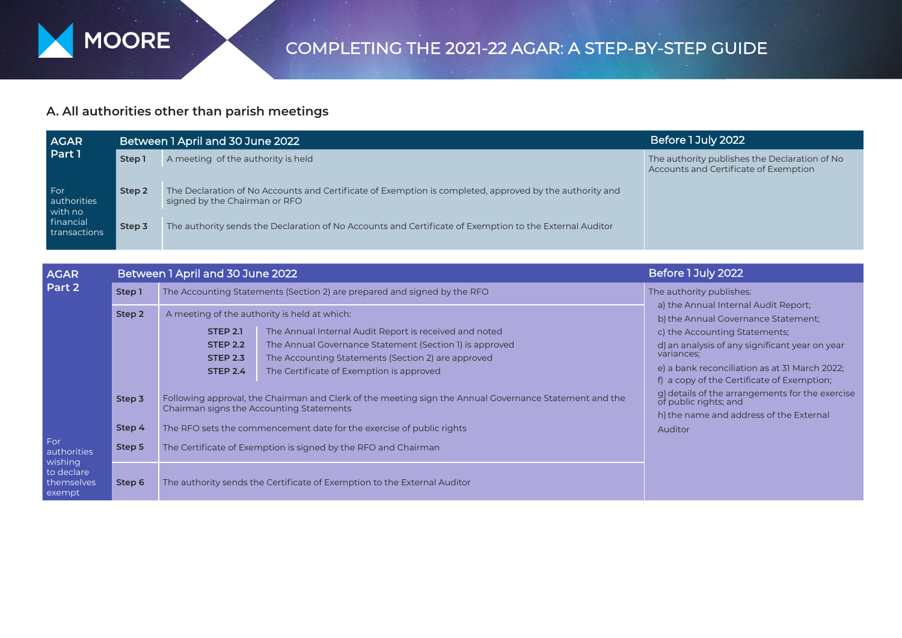# COMPLETING THE 2021-22 AGAR: A STEP-BY-STEP GUIDE

## A. All authorities other than parish meetings

| AGAR Part 1 | Between 1 April and 30 June 2022 | | Before 1 July 2022 |
|---|---|---|---|
| For authorities with no financial transactions | **Step 1** | A meeting of the authority is held | The authority publishes the Declaration of No Accounts and Certificate of Exemption |
| | **Step 2** | The Declaration of No Accounts and Certificate of Exemption is completed, approved by the authority and signed by the Chairman or RFO | |
| | **Step 3** | The authority sends the Declaration of No Accounts and Certificate of Exemption to the External Auditor | |

| AGAR Part 2 | Between 1 April and 30 June 2022 | | Before 1 July 2022 |
|---|---|---|---|
| For authorities wishing to declare themselves exempt | **Step 1** | The Accounting Statements (Section 2) are prepared and signed by the RFO | The authority publishes:<br>a) the Annual Internal Audit Report;<br>b) the Annual Governance Statement;<br>c) the Accounting Statements;<br>d) an analysis of any significant year on year variances;<br>e) a bank reconciliation as at 31 March 2022;<br>f) a copy of the Certificate of Exemption;<br>g) details of the arrangements for the exercise of public rights; and<br>h) the name and address of the External Auditor |
| | **Step 2** | A meeting of the authority is held at which:<br>**STEP 2.1** The Annual Internal Audit Report is received and noted<br>**STEP 2.2** The Annual Governance Statement (Section 1) is approved<br>**STEP 2.3** The Accounting Statements (Section 2) are approved<br>**STEP 2.4** The Certificate of Exemption is approved | |
| | **Step 3** | Following approval, the Chairman and Clerk of the meeting sign the Annual Governance Statement and the Chairman signs the Accounting Statements | |
| | **Step 4** | The RFO sets the commencement date for the exercise of public rights | |
| | **Step 5** | The Certificate of Exemption is signed by the RFO and Chairman | |
| | **Step 6** | The authority sends the Certificate of Exemption to the External Auditor | |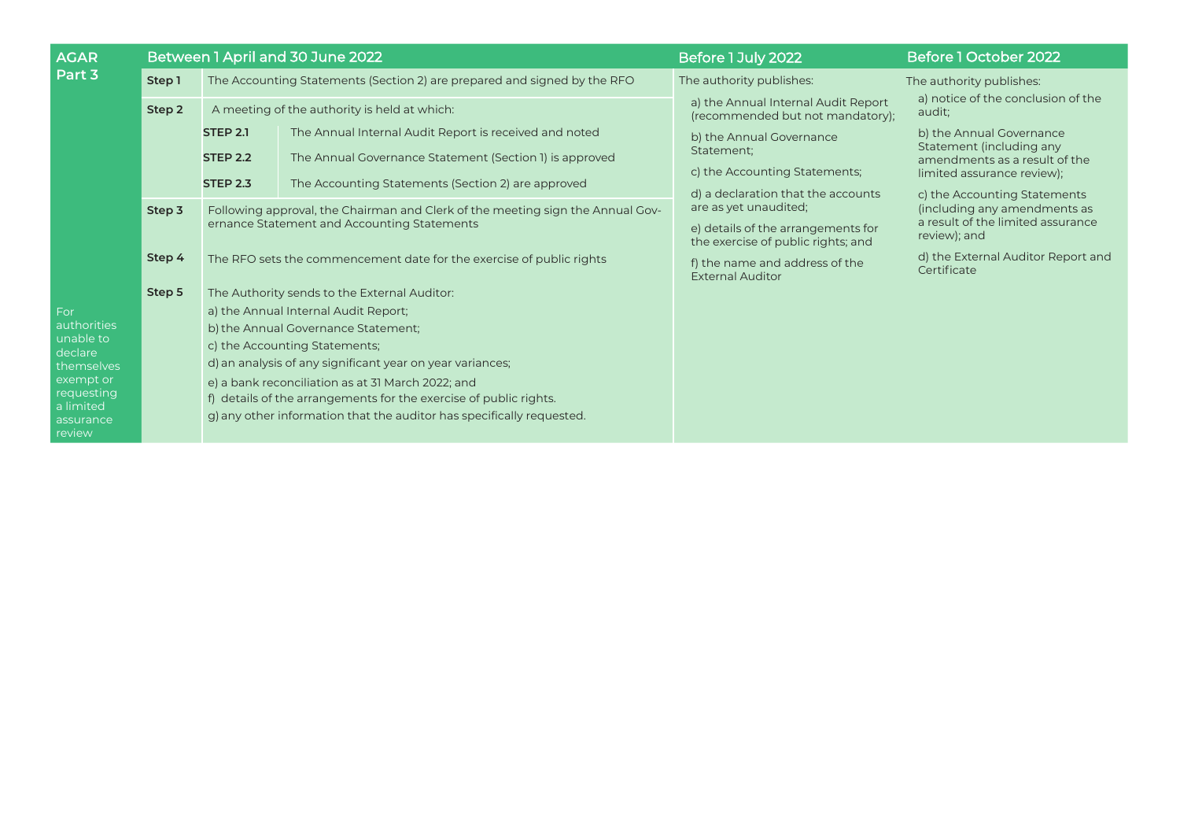| AGAR Part 3 | Between 1 April and 30 June 2022 | | | Before 1 July 2022 | Before 1 October 2022 |
|---|---|---|---|---|---|
| For authorities unable to declare themselves exempt or requesting a limited assurance review | Step 1 | The Accounting Statements (Section 2) are prepared and signed by the RFO | | The authority publishes:<br>a) the Annual Internal Audit Report (recommended but not mandatory);<br>b) the Annual Governance Statement;<br>c) the Accounting Statements;<br>d) a declaration that the accounts are as yet unaudited;<br>e) details of the arrangements for the exercise of public rights; and<br>f) the name and address of the External Auditor | The authority publishes:<br>a) notice of the conclusion of the audit;<br>b) the Annual Governance Statement (including any amendments as a result of the limited assurance review);<br>c) the Accounting Statements (including any amendments as a result of the limited assurance review); and<br>d) the External Auditor Report and Certificate |
| | Step 2 | A meeting of the authority is held at which: | | | |
| | | STEP 2.1 | The Annual Internal Audit Report is received and noted | | |
| | | STEP 2.2 | The Annual Governance Statement (Section 1) is approved | | |
| | | STEP 2.3 | The Accounting Statements (Section 2) are approved | | |
| | Step 3 | Following approval, the Chairman and Clerk of the meeting sign the Annual Governance Statement and Accounting Statements | | | |
| | Step 4 | The RFO sets the commencement date for the exercise of public rights | | | |
| | Step 5 | The Authority sends to the External Auditor:<br>a) the Annual Internal Audit Report;<br>b) the Annual Governance Statement;<br>c) the Accounting Statements;<br>d) an analysis of any significant year on year variances;<br>e) a bank reconciliation as at 31 March 2022; and<br>f) details of the arrangements for the exercise of public rights.<br>g) any other information that the auditor has specifically requested. | | | |